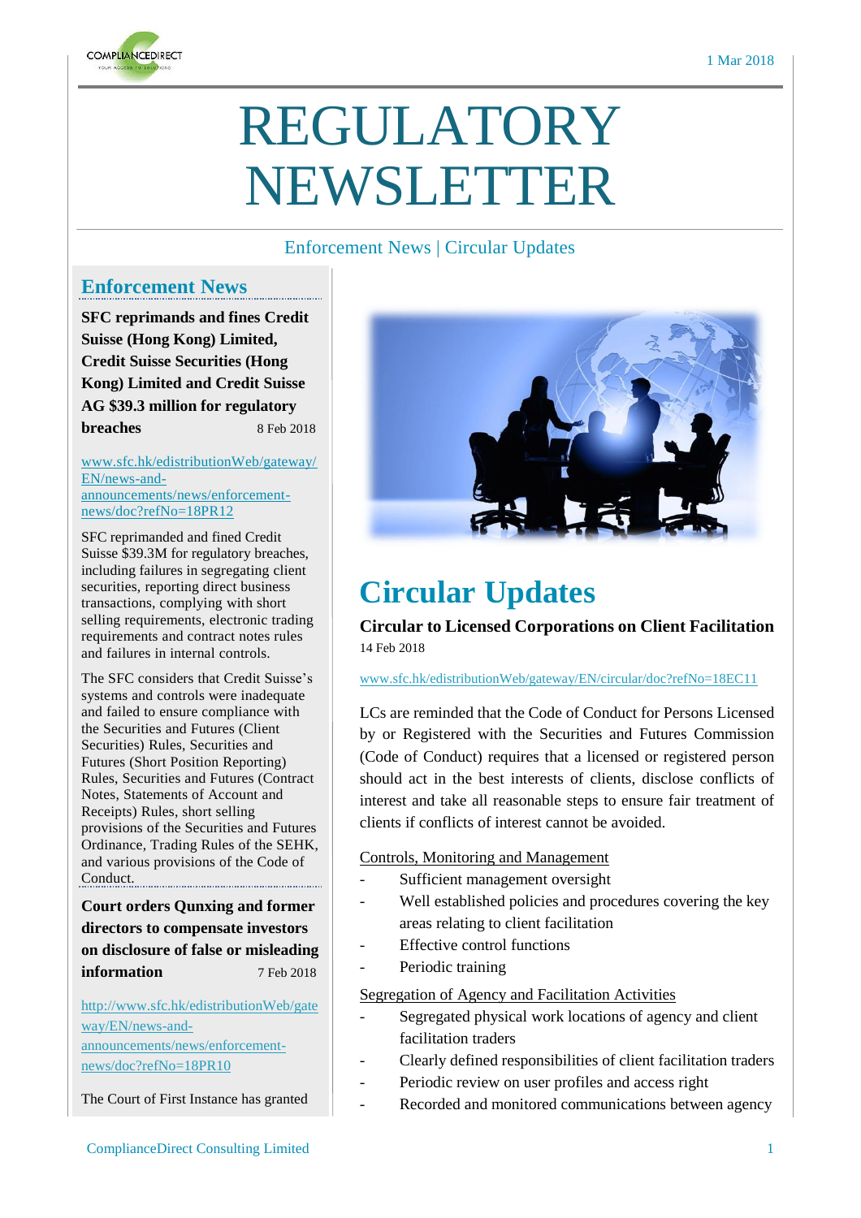1 Mar 2018

# REGULATORY NEWSLETTER

Enforcement News | Circular Updates

## Enforcement News

**SFC reprimands and fines Credit Suisse (Hong Kong) Limited, Credit Suisse Securities (Hong Kong) Limited and Credit Suisse AG $39.3 million for regulatory breaches** 8 Feb 2018

www.sfc.hk/edistributionWeb/gateway/EN/news-and-announcements/news/enforcement-news/doc?refNo=18PR12

SFC reprimanded and fined Credit Suisse $39.3M for regulatory breaches, including failures in segregating client securities, reporting direct business transactions, complying with short selling requirements, electronic trading requirements and contract notes rules and failures in internal controls.

The SFC considers that Credit Suisse's systems and controls were inadequate and failed to ensure compliance with the Securities and Futures (Client Securities) Rules, Securities and Futures (Short Position Reporting) Rules, Securities and Futures (Contract Notes, Statements of Account and Receipts) Rules, short selling provisions of the Securities and Futures Ordinance, Trading Rules of the SEHK, and various provisions of the Code of Conduct.

**Court orders Qunxing and former directors to compensate investors on disclosure of false or misleading information** 7 Feb 2018

http://www.sfc.hk/edistributionWeb/gateway/EN/news-and-announcements/news/enforcement-news/doc?refNo=18PR10

The Court of First Instance has granted

## Circular Updates

**Circular to Licensed Corporations on Client Facilitation**
14 Feb 2018

www.sfc.hk/edistributionWeb/gateway/EN/circular/doc?refNo=18EC11

LCs are reminded that the Code of Conduct for Persons Licensed by or Registered with the Securities and Futures Commission (Code of Conduct) requires that a licensed or registered person should act in the best interests of clients, disclose conflicts of interest and take all reasonable steps to ensure fair treatment of clients if conflicts of interest cannot be avoided.

Controls, Monitoring and Management

- Sufficient management oversight
- Well established policies and procedures covering the key areas relating to client facilitation
- Effective control functions
- Periodic training

Segregation of Agency and Facilitation Activities

- Segregated physical work locations of agency and client facilitation traders
- Clearly defined responsibilities of client facilitation traders
- Periodic review on user profiles and access right
- Recorded and monitored communications between agency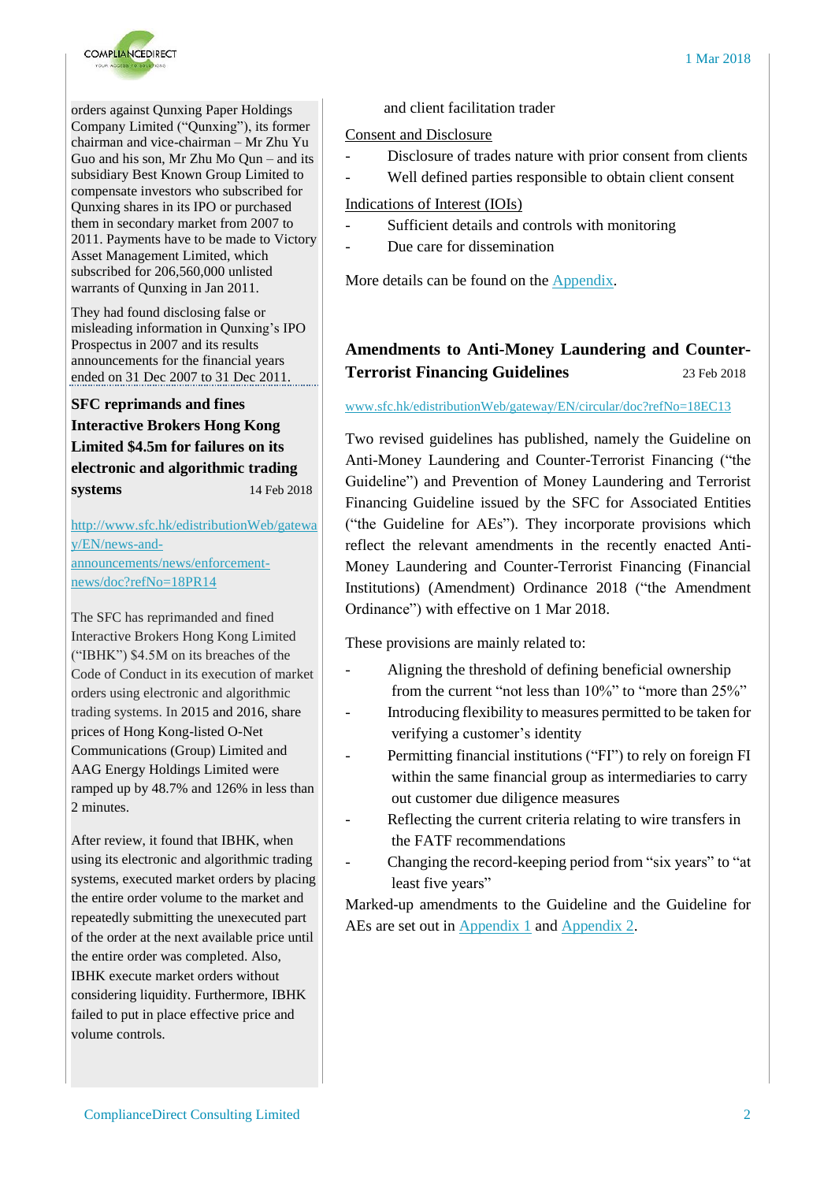orders against Qunxing Paper Holdings Company Limited ("Qunxing"), its former chairman and vice-chairman – Mr Zhu Yu Guo and his son, Mr Zhu Mo Qun – and its subsidiary Best Known Group Limited to compensate investors who subscribed for Qunxing shares in its IPO or purchased them in secondary market from 2007 to 2011. Payments have to be made to Victory Asset Management Limited, which subscribed for 206,560,000 unlisted warrants of Qunxing in Jan 2011.

They had found disclosing false or misleading information in Qunxing's IPO Prospectus in 2007 and its results announcements for the financial years ended on 31 Dec 2007 to 31 Dec 2011.

**SFC reprimands and fines Interactive Brokers Hong Kong Limited $4.5m for failures on its electronic and algorithmic trading systems** 14 Feb 2018

http://www.sfc.hk/edistributionWeb/gateway/EN/news-and-announcements/news/enforcement-news/doc?refNo=18PR14

The SFC has reprimanded and fined Interactive Brokers Hong Kong Limited ("IBHK") $4.5M on its breaches of the Code of Conduct in its execution of market orders using electronic and algorithmic trading systems. In 2015 and 2016, share prices of Hong Kong-listed O-Net Communications (Group) Limited and AAG Energy Holdings Limited were ramped up by 48.7% and 126% in less than 2 minutes.

After review, it found that IBHK, when using its electronic and algorithmic trading systems, executed market orders by placing the entire order volume to the market and repeatedly submitting the unexecuted part of the order at the next available price until the entire order was completed. Also, IBHK execute market orders without considering liquidity. Furthermore, IBHK failed to put in place effective price and volume controls.

and client facilitation trader

Consent and Disclosure

- Disclosure of trades nature with prior consent from clients
- Well defined parties responsible to obtain client consent

Indications of Interest (IOIs)

- Sufficient details and controls with monitoring
- Due care for dissemination

More details can be found on the Appendix.

**Amendments to Anti-Money Laundering and Counter-Terrorist Financing Guidelines** 23 Feb 2018

www.sfc.hk/edistributionWeb/gateway/EN/circular/doc?refNo=18EC13

Two revised guidelines has published, namely the Guideline on Anti-Money Laundering and Counter-Terrorist Financing ("the Guideline") and Prevention of Money Laundering and Terrorist Financing Guideline issued by the SFC for Associated Entities ("the Guideline for AEs"). They incorporate provisions which reflect the relevant amendments in the recently enacted Anti-Money Laundering and Counter-Terrorist Financing (Financial Institutions) (Amendment) Ordinance 2018 ("the Amendment Ordinance") with effective on 1 Mar 2018.

These provisions are mainly related to:

- Aligning the threshold of defining beneficial ownership from the current "not less than 10%" to "more than 25%"
- Introducing flexibility to measures permitted to be taken for verifying a customer's identity
- Permitting financial institutions ("FI") to rely on foreign FI within the same financial group as intermediaries to carry out customer due diligence measures
- Reflecting the current criteria relating to wire transfers in the FATF recommendations
- Changing the record-keeping period from "six years" to "at least five years"

Marked-up amendments to the Guideline and the Guideline for AEs are set out in Appendix 1 and Appendix 2.